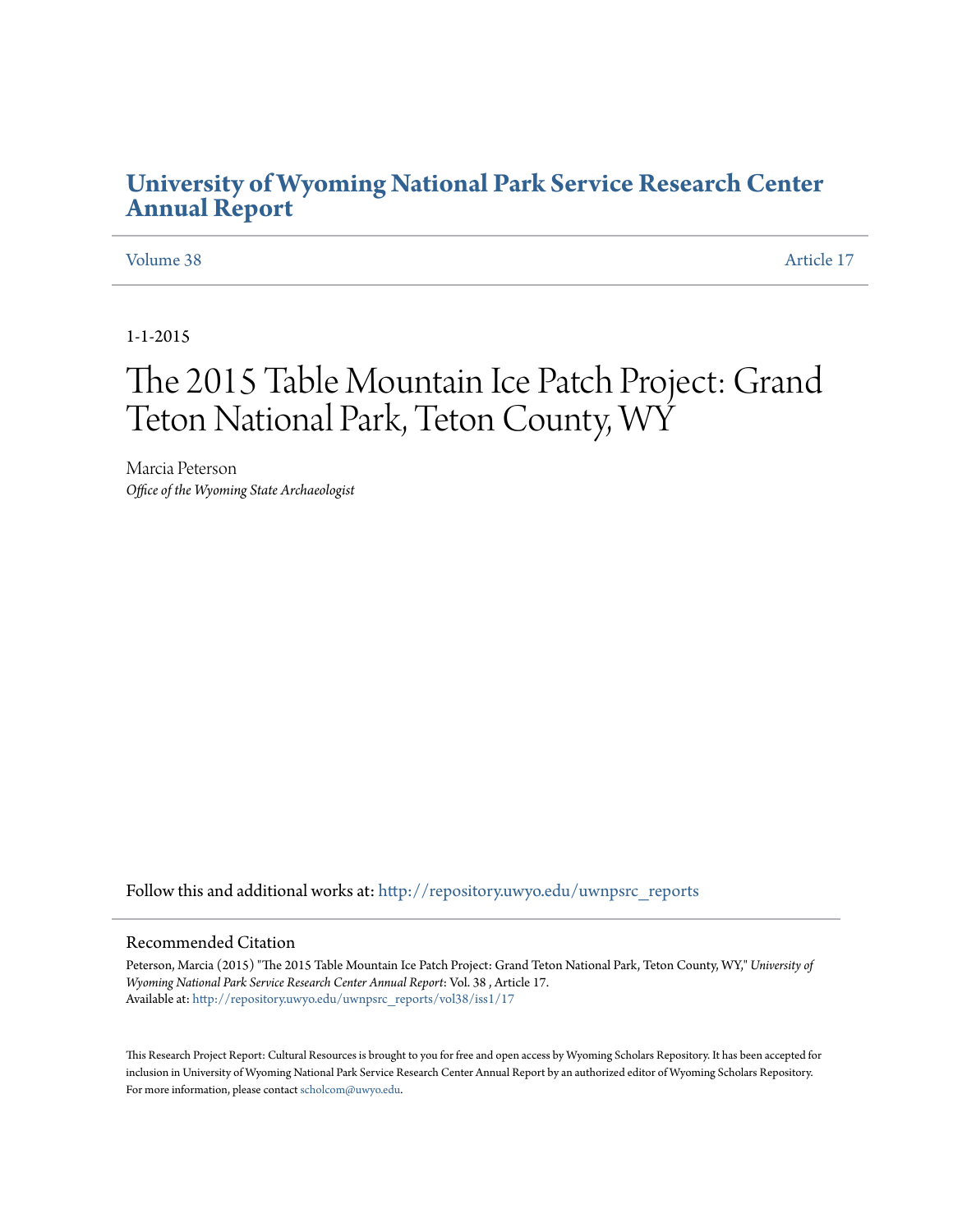# University of Wyoming National Park Service Research Center Annual Report

Volume 38 | Article 17

1-1-2015

# The 2015 Table Mountain Ice Patch Project: Grand Teton National Park, Teton County, WY

Marcia Peterson
*Office of the Wyoming State Archaeologist*

Follow this and additional works at: http://repository.uwyo.edu/uwnpsrc_reports

## Recommended Citation

Peterson, Marcia (2015) "The 2015 Table Mountain Ice Patch Project: Grand Teton National Park, Teton County, WY," *University of Wyoming National Park Service Research Center Annual Report*: Vol. 38 , Article 17.
Available at: http://repository.uwyo.edu/uwnpsrc_reports/vol38/iss1/17

This Research Project Report: Cultural Resources is brought to you for free and open access by Wyoming Scholars Repository. It has been accepted for inclusion in University of Wyoming National Park Service Research Center Annual Report by an authorized editor of Wyoming Scholars Repository. For more information, please contact scholcom@uwyo.edu.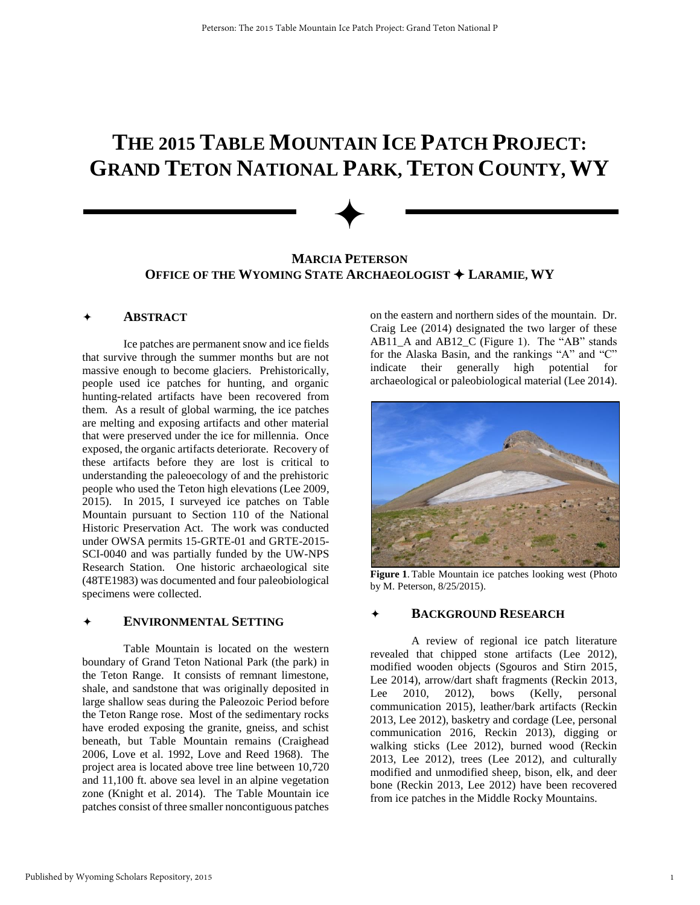# THE 2015 TABLE MOUNTAIN ICE PATCH PROJECT: GRAND TETON NATIONAL PARK, TETON COUNTY, WY

**MARCIA PETERSON**
**OFFICE OF THE WYOMING STATE ARCHAEOLOGIST ✦ LARAMIE, WY**

## ✦ ABSTRACT

Ice patches are permanent snow and ice fields that survive through the summer months but are not massive enough to become glaciers. Prehistorically, people used ice patches for hunting, and organic hunting-related artifacts have been recovered from them. As a result of global warming, the ice patches are melting and exposing artifacts and other material that were preserved under the ice for millennia. Once exposed, the organic artifacts deteriorate. Recovery of these artifacts before they are lost is critical to understanding the paleoecology of and the prehistoric people who used the Teton high elevations (Lee 2009, 2015). In 2015, I surveyed ice patches on Table Mountain pursuant to Section 110 of the National Historic Preservation Act. The work was conducted under OWSA permits 15-GRTE-01 and GRTE-2015-SCI-0040 and was partially funded by the UW-NPS Research Station. One historic archaeological site (48TE1983) was documented and four paleobiological specimens were collected.

## ✦ ENVIRONMENTAL SETTING

Table Mountain is located on the western boundary of Grand Teton National Park (the park) in the Teton Range. It consists of remnant limestone, shale, and sandstone that was originally deposited in large shallow seas during the Paleozoic Period before the Teton Range rose. Most of the sedimentary rocks have eroded exposing the granite, gneiss, and schist beneath, but Table Mountain remains (Craighead 2006, Love et al. 1992, Love and Reed 1968). The project area is located above tree line between 10,720 and 11,100 ft. above sea level in an alpine vegetation zone (Knight et al. 2014). The Table Mountain ice patches consist of three smaller noncontiguous patches on the eastern and northern sides of the mountain. Dr. Craig Lee (2014) designated the two larger of these AB11_A and AB12_C (Figure 1). The "AB" stands for the Alaska Basin, and the rankings "A" and "C" indicate their generally high potential for archaeological or paleobiological material (Lee 2014).

**Figure 1**. Table Mountain ice patches looking west (Photo by M. Peterson, 8/25/2015).

## ✦ BACKGROUND RESEARCH

A review of regional ice patch literature revealed that chipped stone artifacts (Lee 2012), modified wooden objects (Sgouros and Stirn 2015, Lee 2014), arrow/dart shaft fragments (Reckin 2013, Lee 2010, 2012), bows (Kelly, personal communication 2015), leather/bark artifacts (Reckin 2013, Lee 2012), basketry and cordage (Lee, personal communication 2016, Reckin 2013), digging or walking sticks (Lee 2012), burned wood (Reckin 2013, Lee 2012), trees (Lee 2012), and culturally modified and unmodified sheep, bison, elk, and deer bone (Reckin 2013, Lee 2012) have been recovered from ice patches in the Middle Rocky Mountains.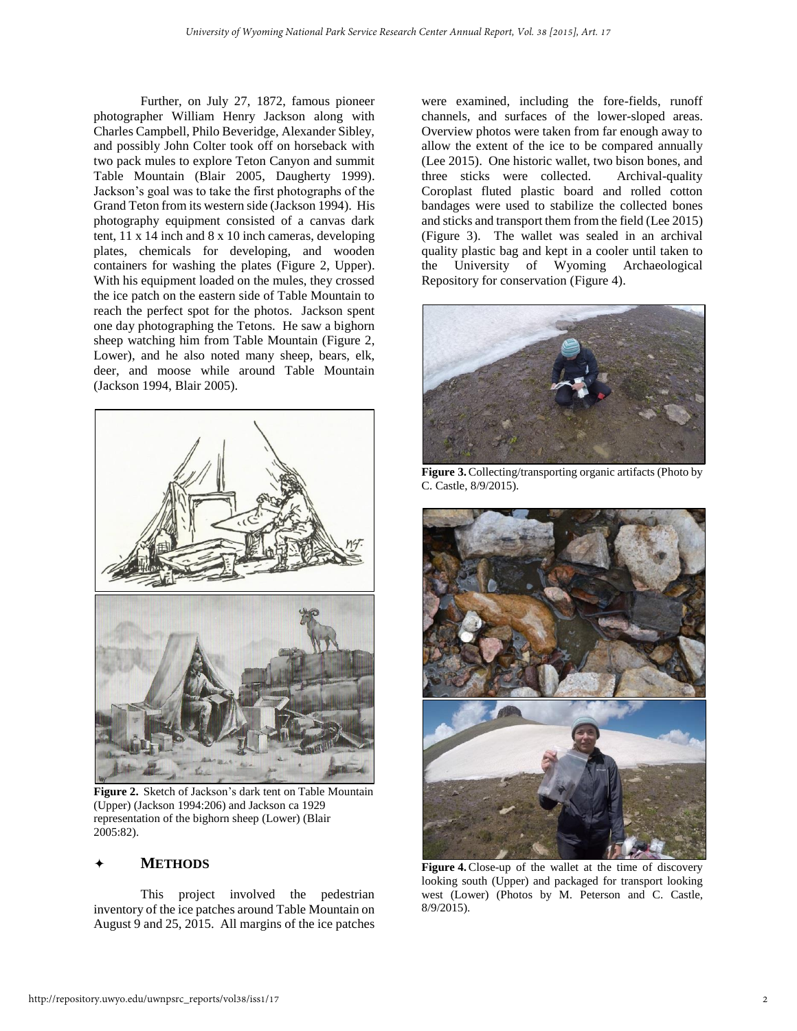Further, on July 27, 1872, famous pioneer photographer William Henry Jackson along with Charles Campbell, Philo Beveridge, Alexander Sibley, and possibly John Colter took off on horseback with two pack mules to explore Teton Canyon and summit Table Mountain (Blair 2005, Daugherty 1999). Jackson's goal was to take the first photographs of the Grand Teton from its western side (Jackson 1994). His photography equipment consisted of a canvas dark tent, 11 x 14 inch and 8 x 10 inch cameras, developing plates, chemicals for developing, and wooden containers for washing the plates (Figure 2, Upper). With his equipment loaded on the mules, they crossed the ice patch on the eastern side of Table Mountain to reach the perfect spot for the photos. Jackson spent one day photographing the Tetons. He saw a bighorn sheep watching him from Table Mountain (Figure 2, Lower), and he also noted many sheep, bears, elk, deer, and moose while around Table Mountain (Jackson 1994, Blair 2005).

**Figure 2.** Sketch of Jackson's dark tent on Table Mountain (Upper) (Jackson 1994:206) and Jackson ca 1929 representation of the bighorn sheep (Lower) (Blair 2005:82).

## ✦ METHODS

This project involved the pedestrian inventory of the ice patches around Table Mountain on August 9 and 25, 2015. All margins of the ice patches were examined, including the fore-fields, runoff channels, and surfaces of the lower-sloped areas. Overview photos were taken from far enough away to allow the extent of the ice to be compared annually (Lee 2015). One historic wallet, two bison bones, and three sticks were collected. Archival-quality Coroplast fluted plastic board and rolled cotton bandages were used to stabilize the collected bones and sticks and transport them from the field (Lee 2015) (Figure 3). The wallet was sealed in an archival quality plastic bag and kept in a cooler until taken to the University of Wyoming Archaeological Repository for conservation (Figure 4).

**Figure 3.** Collecting/transporting organic artifacts (Photo by C. Castle, 8/9/2015).

**Figure 4.** Close-up of the wallet at the time of discovery looking south (Upper) and packaged for transport looking west (Lower) (Photos by M. Peterson and C. Castle, 8/9/2015).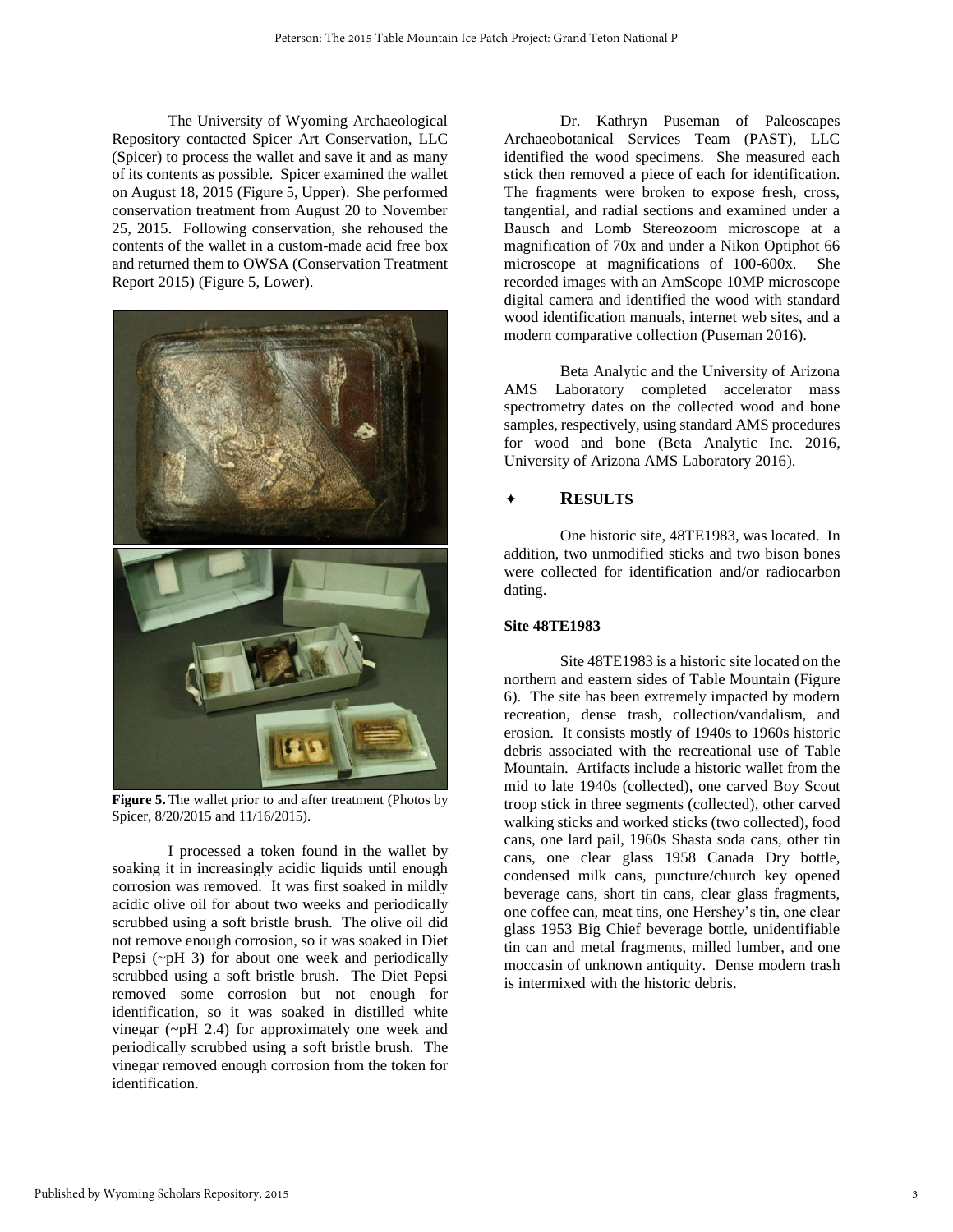The University of Wyoming Archaeological Repository contacted Spicer Art Conservation, LLC (Spicer) to process the wallet and save it and as many of its contents as possible. Spicer examined the wallet on August 18, 2015 (Figure 5, Upper). She performed conservation treatment from August 20 to November 25, 2015. Following conservation, she rehoused the contents of the wallet in a custom-made acid free box and returned them to OWSA (Conservation Treatment Report 2015) (Figure 5, Lower).

**Figure 5.** The wallet prior to and after treatment (Photos by Spicer, 8/20/2015 and 11/16/2015).

I processed a token found in the wallet by soaking it in increasingly acidic liquids until enough corrosion was removed. It was first soaked in mildly acidic olive oil for about two weeks and periodically scrubbed using a soft bristle brush. The olive oil did not remove enough corrosion, so it was soaked in Diet Pepsi (~pH 3) for about one week and periodically scrubbed using a soft bristle brush. The Diet Pepsi removed some corrosion but not enough for identification, so it was soaked in distilled white vinegar (~pH 2.4) for approximately one week and periodically scrubbed using a soft bristle brush. The vinegar removed enough corrosion from the token for identification.

Dr. Kathryn Puseman of Paleoscapes Archaeobotanical Services Team (PAST), LLC identified the wood specimens. She measured each stick then removed a piece of each for identification. The fragments were broken to expose fresh, cross, tangential, and radial sections and examined under a Bausch and Lomb Stereozoom microscope at a magnification of 70x and under a Nikon Optiphot 66 microscope at magnifications of 100-600x. She recorded images with an AmScope 10MP microscope digital camera and identified the wood with standard wood identification manuals, internet web sites, and a modern comparative collection (Puseman 2016).

Beta Analytic and the University of Arizona AMS Laboratory completed accelerator mass spectrometry dates on the collected wood and bone samples, respectively, using standard AMS procedures for wood and bone (Beta Analytic Inc. 2016, University of Arizona AMS Laboratory 2016).

## ✦ RESULTS

One historic site, 48TE1983, was located. In addition, two unmodified sticks and two bison bones were collected for identification and/or radiocarbon dating.

### Site 48TE1983

Site 48TE1983 is a historic site located on the northern and eastern sides of Table Mountain (Figure 6). The site has been extremely impacted by modern recreation, dense trash, collection/vandalism, and erosion. It consists mostly of 1940s to 1960s historic debris associated with the recreational use of Table Mountain. Artifacts include a historic wallet from the mid to late 1940s (collected), one carved Boy Scout troop stick in three segments (collected), other carved walking sticks and worked sticks (two collected), food cans, one lard pail, 1960s Shasta soda cans, other tin cans, one clear glass 1958 Canada Dry bottle, condensed milk cans, puncture/church key opened beverage cans, short tin cans, clear glass fragments, one coffee can, meat tins, one Hershey's tin, one clear glass 1953 Big Chief beverage bottle, unidentifiable tin can and metal fragments, milled lumber, and one moccasin of unknown antiquity. Dense modern trash is intermixed with the historic debris.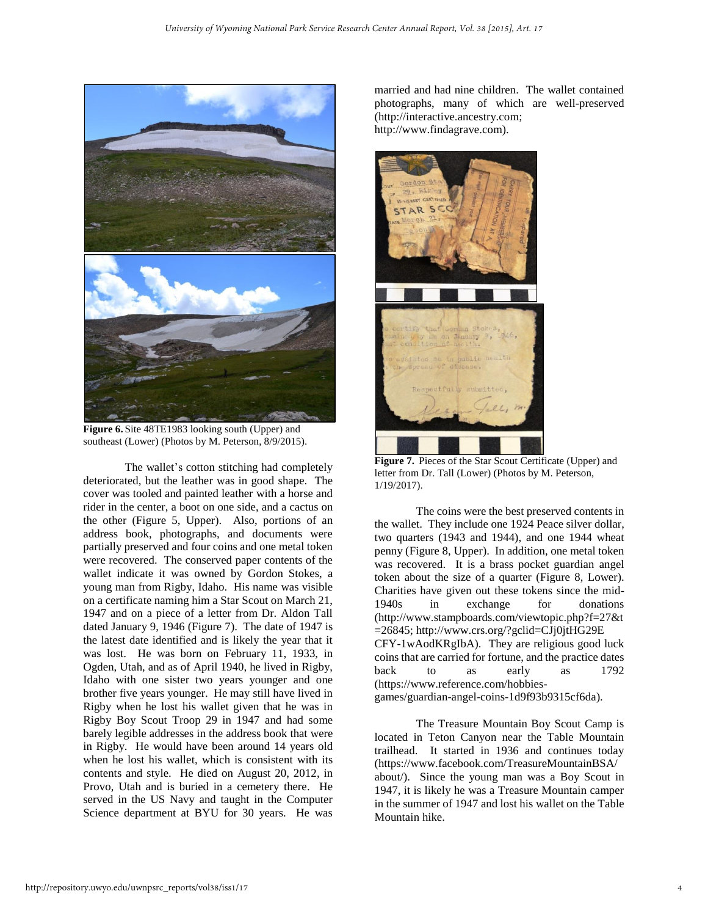**Figure 6.** Site 48TE1983 looking south (Upper) and southeast (Lower) (Photos by M. Peterson, 8/9/2015).

The wallet's cotton stitching had completely deteriorated, but the leather was in good shape. The cover was tooled and painted leather with a horse and rider in the center, a boot on one side, and a cactus on the other (Figure 5, Upper). Also, portions of an address book, photographs, and documents were partially preserved and four coins and one metal token were recovered. The conserved paper contents of the wallet indicate it was owned by Gordon Stokes, a young man from Rigby, Idaho. His name was visible on a certificate naming him a Star Scout on March 21, 1947 and on a piece of a letter from Dr. Aldon Tall dated January 9, 1946 (Figure 7). The date of 1947 is the latest date identified and is likely the year that it was lost. He was born on February 11, 1933, in Ogden, Utah, and as of April 1940, he lived in Rigby, Idaho with one sister two years younger and one brother five years younger. He may still have lived in Rigby when he lost his wallet given that he was in Rigby Boy Scout Troop 29 in 1947 and had some barely legible addresses in the address book that were in Rigby. He would have been around 14 years old when he lost his wallet, which is consistent with its contents and style. He died on August 20, 2012, in Provo, Utah and is buried in a cemetery there. He served in the US Navy and taught in the Computer Science department at BYU for 30 years. He was married and had nine children. The wallet contained photographs, many of which are well-preserved (http://interactive.ancestry.com; http://www.findagrave.com).

**Figure 7.** Pieces of the Star Scout Certificate (Upper) and letter from Dr. Tall (Lower) (Photos by M. Peterson, 1/19/2017).

The coins were the best preserved contents in the wallet. They include one 1924 Peace silver dollar, two quarters (1943 and 1944), and one 1944 wheat penny (Figure 8, Upper). In addition, one metal token was recovered. It is a brass pocket guardian angel token about the size of a quarter (Figure 8, Lower). Charities have given out these tokens since the mid-1940s in exchange for donations (http://www.stampboards.com/viewtopic.php?f=27&t=26845; http://www.crs.org/?gclid=CJj0jtHG29ECFY-1wAodKRgIbA). They are religious good luck coins that are carried for fortune, and the practice dates back to as early as 1792 (https://www.reference.com/hobbies-games/guardian-angel-coins-1d9f93b9315cf6da).

The Treasure Mountain Boy Scout Camp is located in Teton Canyon near the Table Mountain trailhead. It started in 1936 and continues today (https://www.facebook.com/TreasureMountainBSA/about/). Since the young man was a Boy Scout in 1947, it is likely he was a Treasure Mountain camper in the summer of 1947 and lost his wallet on the Table Mountain hike.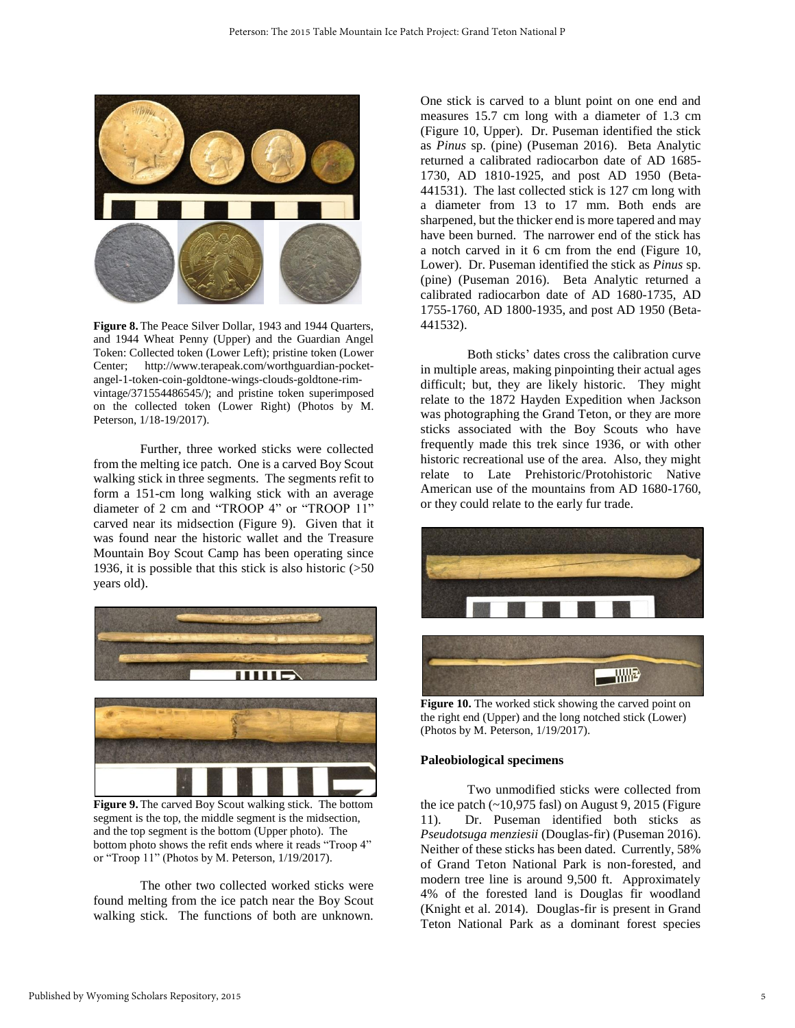Figure 8. The Peace Silver Dollar, 1943 and 1944 Quarters, and 1944 Wheat Penny (Upper) and the Guardian Angel Token: Collected token (Lower Left); pristine token (Lower Center; http://www.terapeak.com/worthguardian-pocket-angel-1-token-coin-goldtone-wings-clouds-goldtone-rim-vintage/371554486545/); and pristine token superimposed on the collected token (Lower Right) (Photos by M. Peterson, 1/18-19/2017).

Further, three worked sticks were collected from the melting ice patch. One is a carved Boy Scout walking stick in three segments. The segments refit to form a 151-cm long walking stick with an average diameter of 2 cm and "TROOP 4" or "TROOP 11" carved near its midsection (Figure 9). Given that it was found near the historic wallet and the Treasure Mountain Boy Scout Camp has been operating since 1936, it is possible that this stick is also historic (>50 years old).

**Figure 9.** The carved Boy Scout walking stick. The bottom segment is the top, the middle segment is the midsection, and the top segment is the bottom (Upper photo). The bottom photo shows the refit ends where it reads "Troop 4" or "Troop 11" (Photos by M. Peterson, 1/19/2017).

The other two collected worked sticks were found melting from the ice patch near the Boy Scout walking stick. The functions of both are unknown. One stick is carved to a blunt point on one end and measures 15.7 cm long with a diameter of 1.3 cm (Figure 10, Upper). Dr. Puseman identified the stick as *Pinus* sp. (pine) (Puseman 2016). Beta Analytic returned a calibrated radiocarbon date of AD 1685-1730, AD 1810-1925, and post AD 1950 (Beta-441531). The last collected stick is 127 cm long with a diameter from 13 to 17 mm. Both ends are sharpened, but the thicker end is more tapered and may have been burned. The narrower end of the stick has a notch carved in it 6 cm from the end (Figure 10, Lower). Dr. Puseman identified the stick as *Pinus* sp. (pine) (Puseman 2016). Beta Analytic returned a calibrated radiocarbon date of AD 1680-1735, AD 1755-1760, AD 1800-1935, and post AD 1950 (Beta-441532).

Both sticks' dates cross the calibration curve in multiple areas, making pinpointing their actual ages difficult; but, they are likely historic. They might relate to the 1872 Hayden Expedition when Jackson was photographing the Grand Teton, or they are more sticks associated with the Boy Scouts who have frequently made this trek since 1936, or with other historic recreational use of the area. Also, they might relate to Late Prehistoric/Protohistoric Native American use of the mountains from AD 1680-1760, or they could relate to the early fur trade.

**Figure 10.** The worked stick showing the carved point on the right end (Upper) and the long notched stick (Lower) (Photos by M. Peterson, 1/19/2017).

**Paleobiological specimens**

Two unmodified sticks were collected from the ice patch (~10,975 fasl) on August 9, 2015 (Figure 11). Dr. Puseman identified both sticks as *Pseudotsuga menziesii* (Douglas-fir) (Puseman 2016). Neither of these sticks has been dated. Currently, 58% of Grand Teton National Park is non-forested, and modern tree line is around 9,500 ft. Approximately 4% of the forested land is Douglas fir woodland (Knight et al. 2014). Douglas-fir is present in Grand Teton National Park as a dominant forest species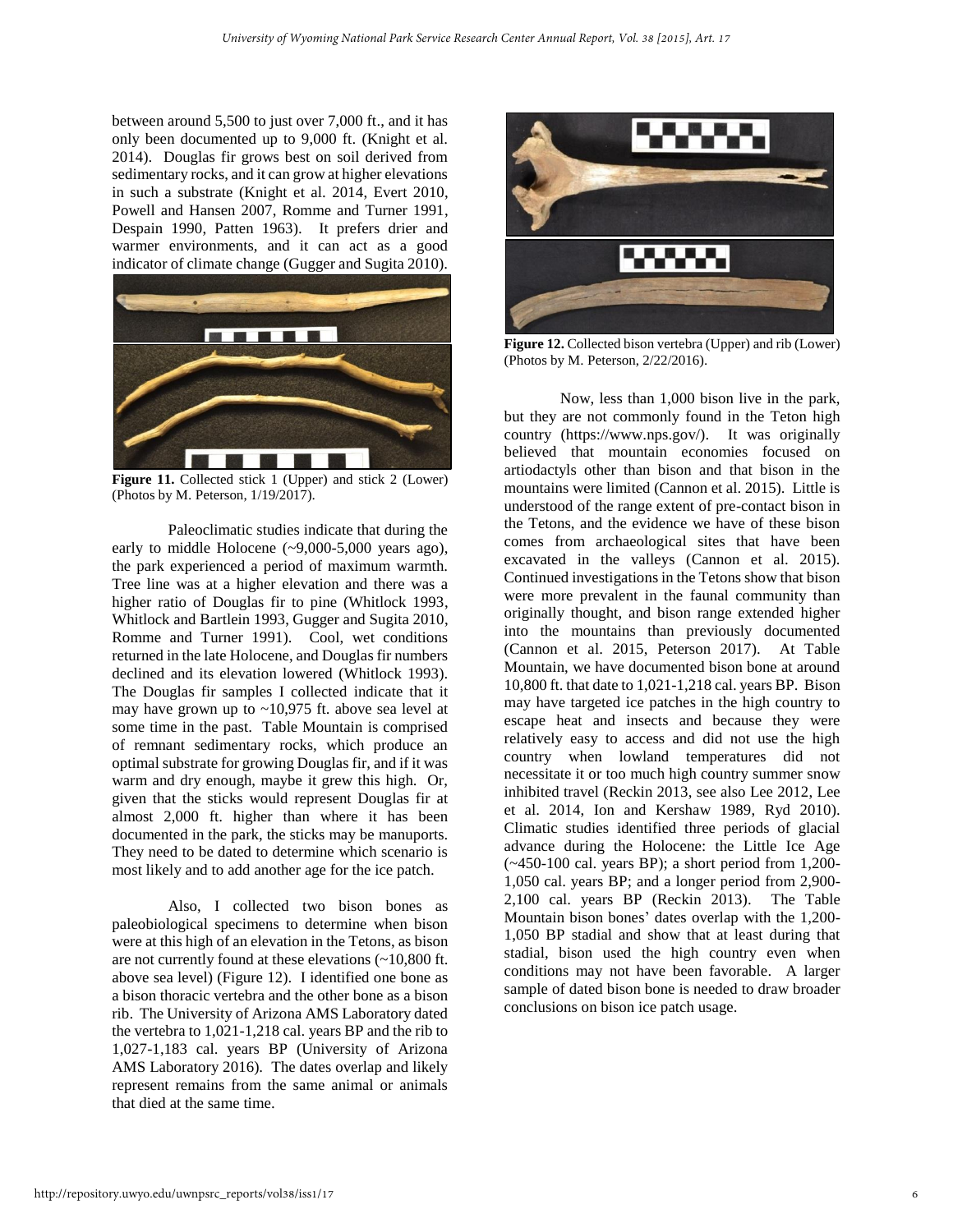between around 5,500 to just over 7,000 ft., and it has only been documented up to 9,000 ft. (Knight et al. 2014). Douglas fir grows best on soil derived from sedimentary rocks, and it can grow at higher elevations in such a substrate (Knight et al. 2014, Evert 2010, Powell and Hansen 2007, Romme and Turner 1991, Despain 1990, Patten 1963). It prefers drier and warmer environments, and it can act as a good indicator of climate change (Gugger and Sugita 2010).

**Figure 11.** Collected stick 1 (Upper) and stick 2 (Lower) (Photos by M. Peterson, 1/19/2017).

Paleoclimatic studies indicate that during the early to middle Holocene (~9,000-5,000 years ago), the park experienced a period of maximum warmth. Tree line was at a higher elevation and there was a higher ratio of Douglas fir to pine (Whitlock 1993, Whitlock and Bartlein 1993, Gugger and Sugita 2010, Romme and Turner 1991). Cool, wet conditions returned in the late Holocene, and Douglas fir numbers declined and its elevation lowered (Whitlock 1993). The Douglas fir samples I collected indicate that it may have grown up to ~10,975 ft. above sea level at some time in the past. Table Mountain is comprised of remnant sedimentary rocks, which produce an optimal substrate for growing Douglas fir, and if it was warm and dry enough, maybe it grew this high. Or, given that the sticks would represent Douglas fir at almost 2,000 ft. higher than where it has been documented in the park, the sticks may be manuports. They need to be dated to determine which scenario is most likely and to add another age for the ice patch.

Also, I collected two bison bones as paleobiological specimens to determine when bison were at this high of an elevation in the Tetons, as bison are not currently found at these elevations (~10,800 ft. above sea level) (Figure 12). I identified one bone as a bison thoracic vertebra and the other bone as a bison rib. The University of Arizona AMS Laboratory dated the vertebra to 1,021-1,218 cal. years BP and the rib to 1,027-1,183 cal. years BP (University of Arizona AMS Laboratory 2016). The dates overlap and likely represent remains from the same animal or animals that died at the same time.

**Figure 12.** Collected bison vertebra (Upper) and rib (Lower) (Photos by M. Peterson, 2/22/2016).

Now, less than 1,000 bison live in the park, but they are not commonly found in the Teton high country (https://www.nps.gov/). It was originally believed that mountain economies focused on artiodactyls other than bison and that bison in the mountains were limited (Cannon et al. 2015). Little is understood of the range extent of pre-contact bison in the Tetons, and the evidence we have of these bison comes from archaeological sites that have been excavated in the valleys (Cannon et al. 2015). Continued investigations in the Tetons show that bison were more prevalent in the faunal community than originally thought, and bison range extended higher into the mountains than previously documented (Cannon et al. 2015, Peterson 2017). At Table Mountain, we have documented bison bone at around 10,800 ft. that date to 1,021-1,218 cal. years BP. Bison may have targeted ice patches in the high country to escape heat and insects and because they were relatively easy to access and did not use the high country when lowland temperatures did not necessitate it or too much high country summer snow inhibited travel (Reckin 2013, see also Lee 2012, Lee et al. 2014, Ion and Kershaw 1989, Ryd 2010). Climatic studies identified three periods of glacial advance during the Holocene: the Little Ice Age (~450-100 cal. years BP); a short period from 1,200-1,050 cal. years BP; and a longer period from 2,900-2,100 cal. years BP (Reckin 2013). The Table Mountain bison bones' dates overlap with the 1,200-1,050 BP stadial and show that at least during that stadial, bison used the high country even when conditions may not have been favorable. A larger sample of dated bison bone is needed to draw broader conclusions on bison ice patch usage.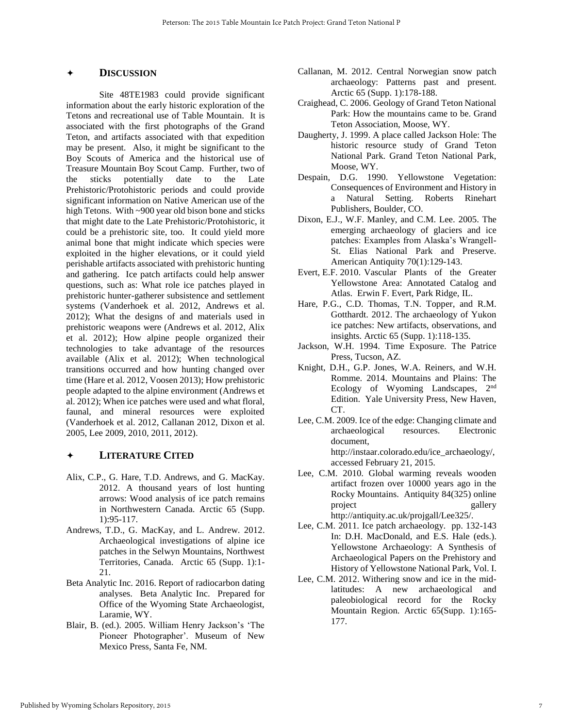## ✦ DISCUSSION

Site 48TE1983 could provide significant information about the early historic exploration of the Tetons and recreational use of Table Mountain. It is associated with the first photographs of the Grand Teton, and artifacts associated with that expedition may be present. Also, it might be significant to the Boy Scouts of America and the historical use of Treasure Mountain Boy Scout Camp. Further, two of the sticks potentially date to the Late Prehistoric/Protohistoric periods and could provide significant information on Native American use of the high Tetons. With ~900 year old bison bone and sticks that might date to the Late Prehistoric/Protohistoric, it could be a prehistoric site, too. It could yield more animal bone that might indicate which species were exploited in the higher elevations, or it could yield perishable artifacts associated with prehistoric hunting and gathering. Ice patch artifacts could help answer questions, such as: What role ice patches played in prehistoric hunter-gatherer subsistence and settlement systems (Vanderhoek et al. 2012, Andrews et al. 2012); What the designs of and materials used in prehistoric weapons were (Andrews et al. 2012, Alix et al. 2012); How alpine people organized their technologies to take advantage of the resources available (Alix et al. 2012); When technological transitions occurred and how hunting changed over time (Hare et al. 2012, Voosen 2013); How prehistoric people adapted to the alpine environment (Andrews et al. 2012); When ice patches were used and what floral, faunal, and mineral resources were exploited (Vanderhoek et al. 2012, Callanan 2012, Dixon et al. 2005, Lee 2009, 2010, 2011, 2012).

## ✦ LITERATURE CITED

Alix, C.P., G. Hare, T.D. Andrews, and G. MacKay. 2012. A thousand years of lost hunting arrows: Wood analysis of ice patch remains in Northwestern Canada. Arctic 65 (Supp. 1):95-117.

Andrews, T.D., G. MacKay, and L. Andrew. 2012. Archaeological investigations of alpine ice patches in the Selwyn Mountains, Northwest Territories, Canada. Arctic 65 (Supp. 1):1-21.

Beta Analytic Inc. 2016. Report of radiocarbon dating analyses. Beta Analytic Inc. Prepared for Office of the Wyoming State Archaeologist, Laramie, WY.

Blair, B. (ed.). 2005. William Henry Jackson's 'The Pioneer Photographer'. Museum of New Mexico Press, Santa Fe, NM.

Callanan, M. 2012. Central Norwegian snow patch archaeology: Patterns past and present. Arctic 65 (Supp. 1):178-188.

Craighead, C. 2006. Geology of Grand Teton National Park: How the mountains came to be. Grand Teton Association, Moose, WY.

Daugherty, J. 1999. A place called Jackson Hole: The historic resource study of Grand Teton National Park. Grand Teton National Park, Moose, WY.

Despain, D.G. 1990. Yellowstone Vegetation: Consequences of Environment and History in a Natural Setting. Roberts Rinehart Publishers, Boulder, CO.

Dixon, E.J., W.F. Manley, and C.M. Lee. 2005. The emerging archaeology of glaciers and ice patches: Examples from Alaska's Wrangell-St. Elias National Park and Preserve. American Antiquity 70(1):129-143.

Evert, E.F. 2010. Vascular Plants of the Greater Yellowstone Area: Annotated Catalog and Atlas. Erwin F. Evert, Park Ridge, IL.

Hare, P.G., C.D. Thomas, T.N. Topper, and R.M. Gotthardt. 2012. The archaeology of Yukon ice patches: New artifacts, observations, and insights. Arctic 65 (Supp. 1):118-135.

Jackson, W.H. 1994. Time Exposure. The Patrice Press, Tucson, AZ.

Knight, D.H., G.P. Jones, W.A. Reiners, and W.H. Romme. 2014. Mountains and Plains: The Ecology of Wyoming Landscapes, 2nd Edition. Yale University Press, New Haven, CT.

Lee, C.M. 2009. Ice of the edge: Changing climate and archaeological resources. Electronic document, http://instaar.colorado.edu/ice_archaeology/, accessed February 21, 2015.

Lee, C.M. 2010. Global warming reveals wooden artifact frozen over 10000 years ago in the Rocky Mountains. Antiquity 84(325) online project gallery http://antiquity.ac.uk/projgall/Lee325/.

Lee, C.M. 2011. Ice patch archaeology. pp. 132-143 In: D.H. MacDonald, and E.S. Hale (eds.). Yellowstone Archaeology: A Synthesis of Archaeological Papers on the Prehistory and History of Yellowstone National Park, Vol. I.

Lee, C.M. 2012. Withering snow and ice in the mid-latitudes: A new archaeological and paleobiological record for the Rocky Mountain Region. Arctic 65(Supp. 1):165-177.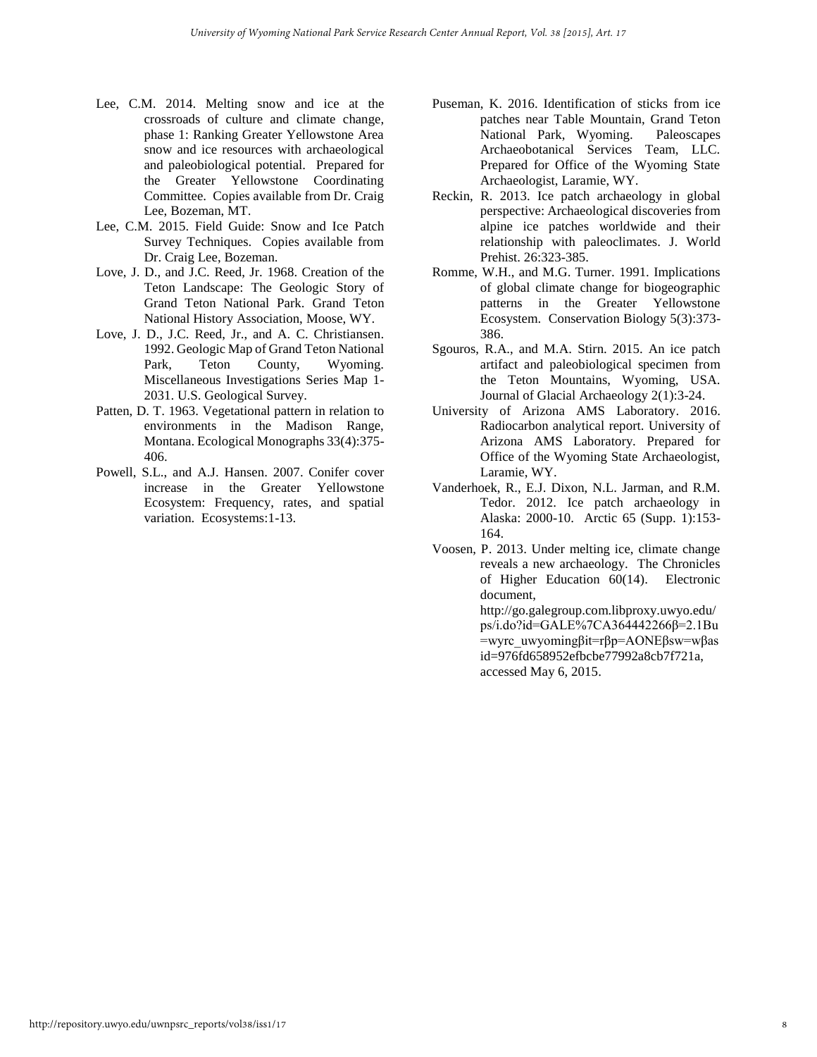Lee, C.M. 2014. Melting snow and ice at the crossroads of culture and climate change, phase 1: Ranking Greater Yellowstone Area snow and ice resources with archaeological and paleobiological potential. Prepared for the Greater Yellowstone Coordinating Committee. Copies available from Dr. Craig Lee, Bozeman, MT.

Lee, C.M. 2015. Field Guide: Snow and Ice Patch Survey Techniques. Copies available from Dr. Craig Lee, Bozeman.

Love, J. D., and J.C. Reed, Jr. 1968. Creation of the Teton Landscape: The Geologic Story of Grand Teton National Park. Grand Teton National History Association, Moose, WY.

Love, J. D., J.C. Reed, Jr., and A. C. Christiansen. 1992. Geologic Map of Grand Teton National Park, Teton County, Wyoming. Miscellaneous Investigations Series Map 1-2031. U.S. Geological Survey.

Patten, D. T. 1963. Vegetational pattern in relation to environments in the Madison Range, Montana. Ecological Monographs 33(4):375-406.

Powell, S.L., and A.J. Hansen. 2007. Conifer cover increase in the Greater Yellowstone Ecosystem: Frequency, rates, and spatial variation. Ecosystems:1-13.

Puseman, K. 2016. Identification of sticks from ice patches near Table Mountain, Grand Teton National Park, Wyoming. Paleoscapes Archaeobotanical Services Team, LLC. Prepared for Office of the Wyoming State Archaeologist, Laramie, WY.

Reckin, R. 2013. Ice patch archaeology in global perspective: Archaeological discoveries from alpine ice patches worldwide and their relationship with paleoclimates. J. World Prehist. 26:323-385.

Romme, W.H., and M.G. Turner. 1991. Implications of global climate change for biogeographic patterns in the Greater Yellowstone Ecosystem. Conservation Biology 5(3):373-386.

Sgouros, R.A., and M.A. Stirn. 2015. An ice patch artifact and paleobiological specimen from the Teton Mountains, Wyoming, USA. Journal of Glacial Archaeology 2(1):3-24.

University of Arizona AMS Laboratory. 2016. Radiocarbon analytical report. University of Arizona AMS Laboratory. Prepared for Office of the Wyoming State Archaeologist, Laramie, WY.

Vanderhoek, R., E.J. Dixon, N.L. Jarman, and R.M. Tedor. 2012. Ice patch archaeology in Alaska: 2000-10. Arctic 65 (Supp. 1):153-164.

Voosen, P. 2013. Under melting ice, climate change reveals a new archaeology. The Chronicles of Higher Education 60(14). Electronic document, http://go.galegroup.com.libproxy.uwyo.edu/ps/i.do?id=GALE%7CA364442266β=2.1Bu=wyrc_uwyomingβit=rβp=AONEβsw=wβasid=976fd658952efbcbe77992a8cb7f721a, accessed May 6, 2015.